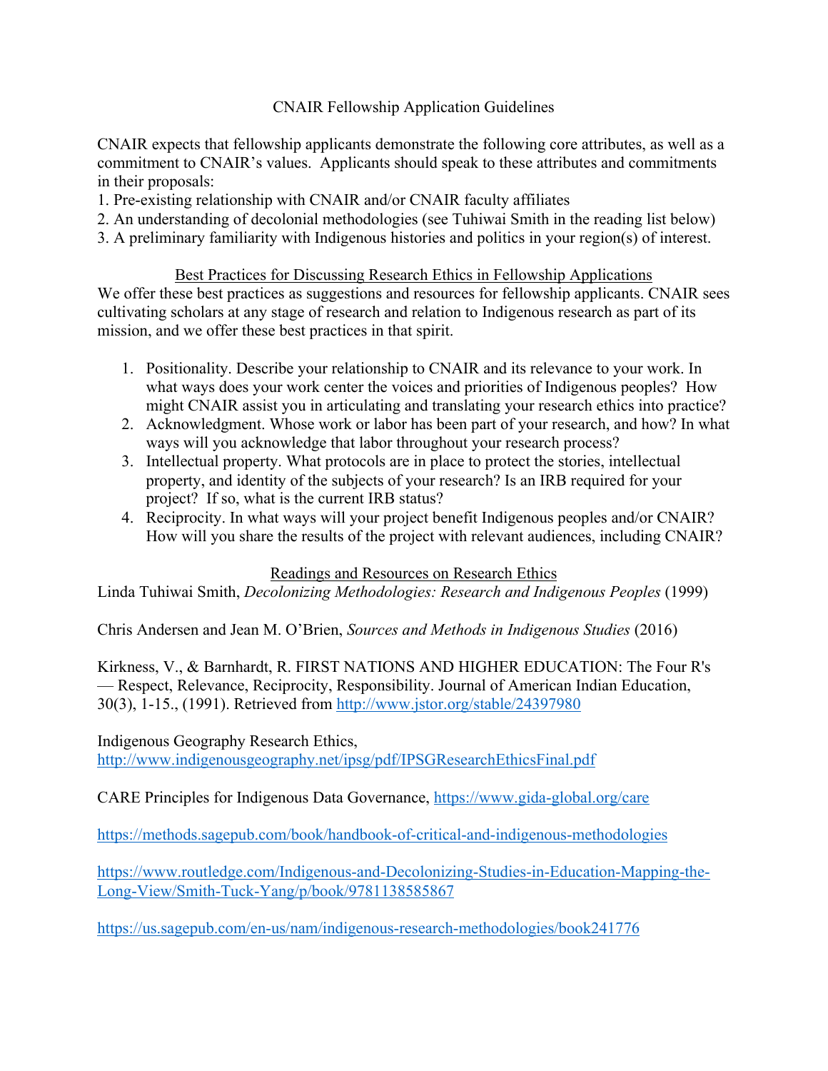# CNAIR Fellowship Application Guidelines

CNAIR expects that fellowship applicants demonstrate the following core attributes, as well as a commitment to CNAIR's values. Applicants should speak to these attributes and commitments in their proposals:

1. Pre-existing relationship with CNAIR and/or CNAIR faculty affiliates
2. An understanding of decolonial methodologies (see Tuhiwai Smith in the reading list below)
3. A preliminary familiarity with Indigenous histories and politics in your region(s) of interest.

## Best Practices for Discussing Research Ethics in Fellowship Applications

We offer these best practices as suggestions and resources for fellowship applicants. CNAIR sees cultivating scholars at any stage of research and relation to Indigenous research as part of its mission, and we offer these best practices in that spirit.

1. Positionality. Describe your relationship to CNAIR and its relevance to your work. In what ways does your work center the voices and priorities of Indigenous peoples? How might CNAIR assist you in articulating and translating your research ethics into practice?
2. Acknowledgment. Whose work or labor has been part of your research, and how? In what ways will you acknowledge that labor throughout your research process?
3. Intellectual property. What protocols are in place to protect the stories, intellectual property, and identity of the subjects of your research? Is an IRB required for your project? If so, what is the current IRB status?
4. Reciprocity. In what ways will your project benefit Indigenous peoples and/or CNAIR? How will you share the results of the project with relevant audiences, including CNAIR?

## Readings and Resources on Research Ethics

Linda Tuhiwai Smith, *Decolonizing Methodologies: Research and Indigenous Peoples* (1999)

Chris Andersen and Jean M. O'Brien, *Sources and Methods in Indigenous Studies* (2016)

Kirkness, V., & Barnhardt, R. FIRST NATIONS AND HIGHER EDUCATION: The Four R's — Respect, Relevance, Reciprocity, Responsibility. Journal of American Indian Education, 30(3), 1-15., (1991). Retrieved from http://www.jstor.org/stable/24397980

Indigenous Geography Research Ethics, http://www.indigenousgeography.net/ipsg/pdf/IPSGResearchEthicsFinal.pdf

CARE Principles for Indigenous Data Governance, https://www.gida-global.org/care

https://methods.sagepub.com/book/handbook-of-critical-and-indigenous-methodologies

https://www.routledge.com/Indigenous-and-Decolonizing-Studies-in-Education-Mapping-the-Long-View/Smith-Tuck-Yang/p/book/9781138585867

https://us.sagepub.com/en-us/nam/indigenous-research-methodologies/book241776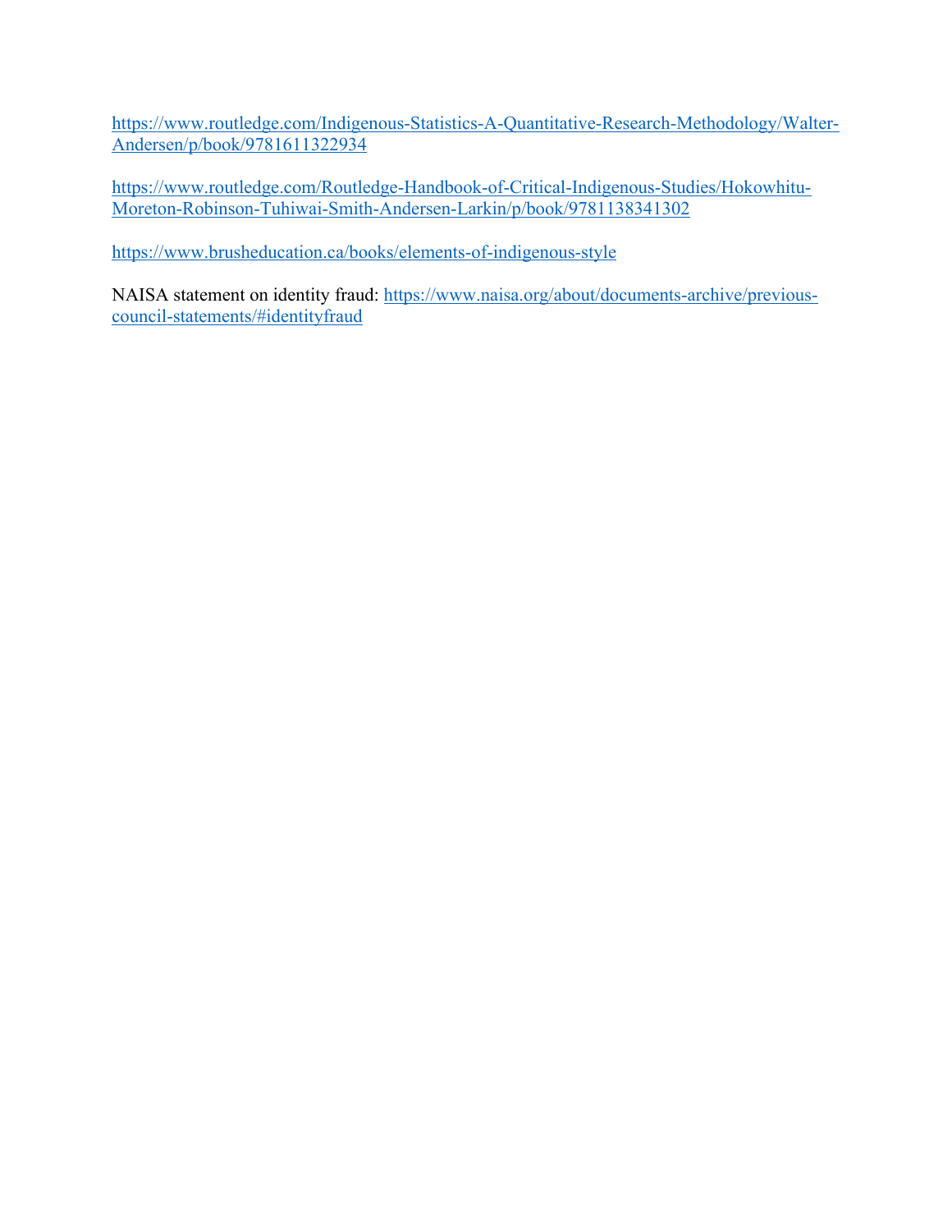https://www.routledge.com/Indigenous-Statistics-A-Quantitative-Research-Methodology/Walter-Andersen/p/book/9781611322934

https://www.routledge.com/Routledge-Handbook-of-Critical-Indigenous-Studies/Hokowhitu-Moreton-Robinson-Tuhiwai-Smith-Andersen-Larkin/p/book/9781138341302

https://www.brusheducation.ca/books/elements-of-indigenous-style

NAISA statement on identity fraud: https://www.naisa.org/about/documents-archive/previous-council-statements/#identityfraud